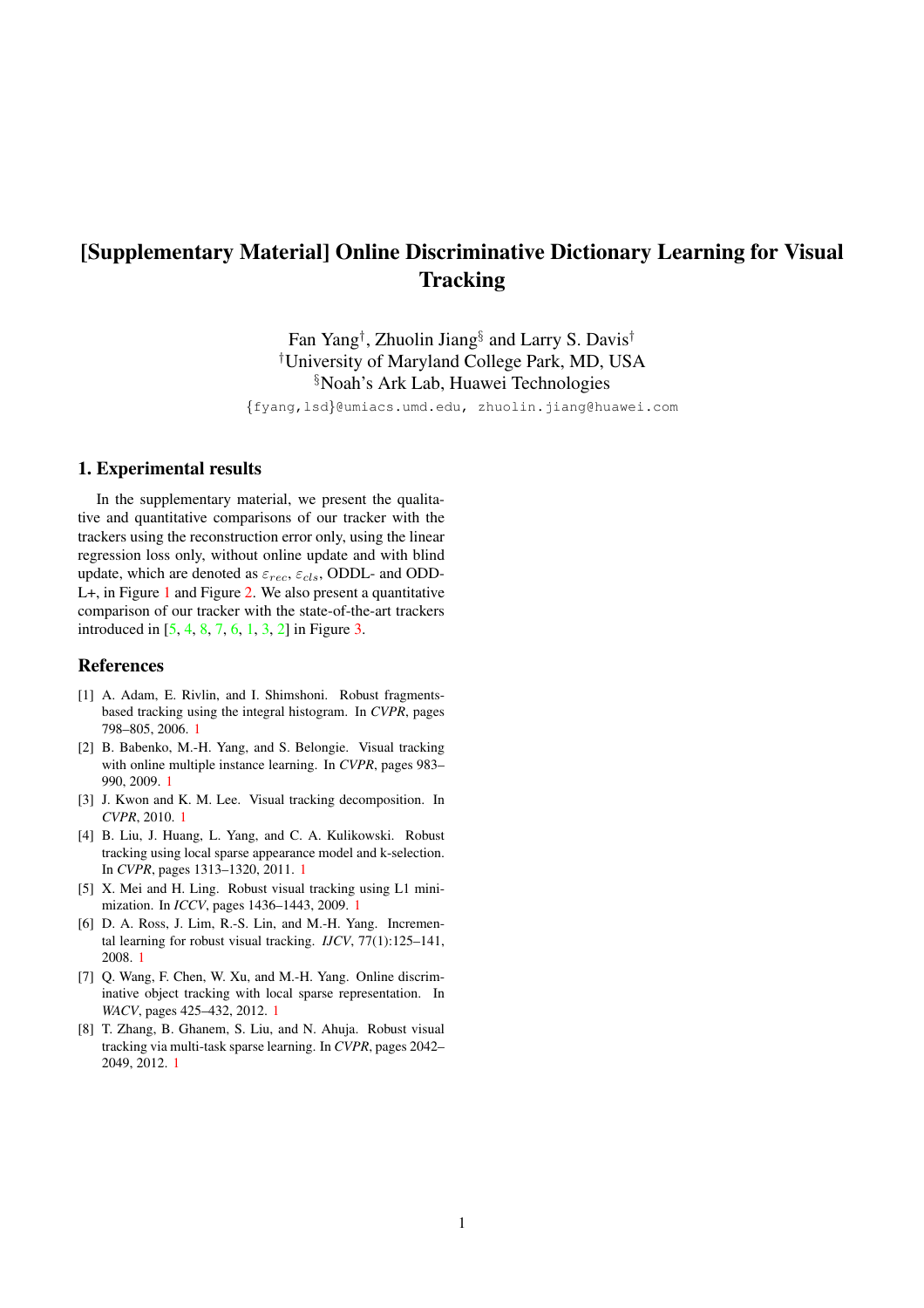# [Supplementary Material] Online Discriminative Dictionary Learning for Visual Tracking

Fan Yang[†], Zhuolin Jiang[§] and Larry S. Davis[†]

[†]University of Maryland College Park, MD, USA

[§]Noah's Ark Lab, Huawei Technologies

{fyang,lsd}@umiacs.umd.edu, zhuolin.jiang@huawei.com

## 1. Experimental results

In the supplementary material, we present the qualitative and quantitative comparisons of our tracker with the trackers using the reconstruction error only, using the linear regression loss only, without online update and with blind update, which are denoted as $\varepsilon_{rec}$, $\varepsilon_{cls}$, ODDL- and ODDL+, in Figure 1 and Figure 2. We also present a quantitative comparison of our tracker with the state-of-the-art trackers introduced in [5, 4, 8, 7, 6, 1, 3, 2] in Figure 3.

## References

[1] A. Adam, E. Rivlin, and I. Shimshoni. Robust fragments-based tracking using the integral histogram. In *CVPR*, pages 798–805, 2006. 1

[2] B. Babenko, M.-H. Yang, and S. Belongie. Visual tracking with online multiple instance learning. In *CVPR*, pages 983–990, 2009. 1

[3] J. Kwon and K. M. Lee. Visual tracking decomposition. In *CVPR*, 2010. 1

[4] B. Liu, J. Huang, L. Yang, and C. A. Kulikowski. Robust tracking using local sparse appearance model and k-selection. In *CVPR*, pages 1313–1320, 2011. 1

[5] X. Mei and H. Ling. Robust visual tracking using L1 minimization. In *ICCV*, pages 1436–1443, 2009. 1

[6] D. A. Ross, J. Lim, R.-S. Lin, and M.-H. Yang. Incremental learning for robust visual tracking. *IJCV*, 77(1):125–141, 2008. 1

[7] Q. Wang, F. Chen, W. Xu, and M.-H. Yang. Online discriminative object tracking with local sparse representation. In *WACV*, pages 425–432, 2012. 1

[8] T. Zhang, B. Ghanem, S. Liu, and N. Ahuja. Robust visual tracking via multi-task sparse learning. In *CVPR*, pages 2042–2049, 2012. 1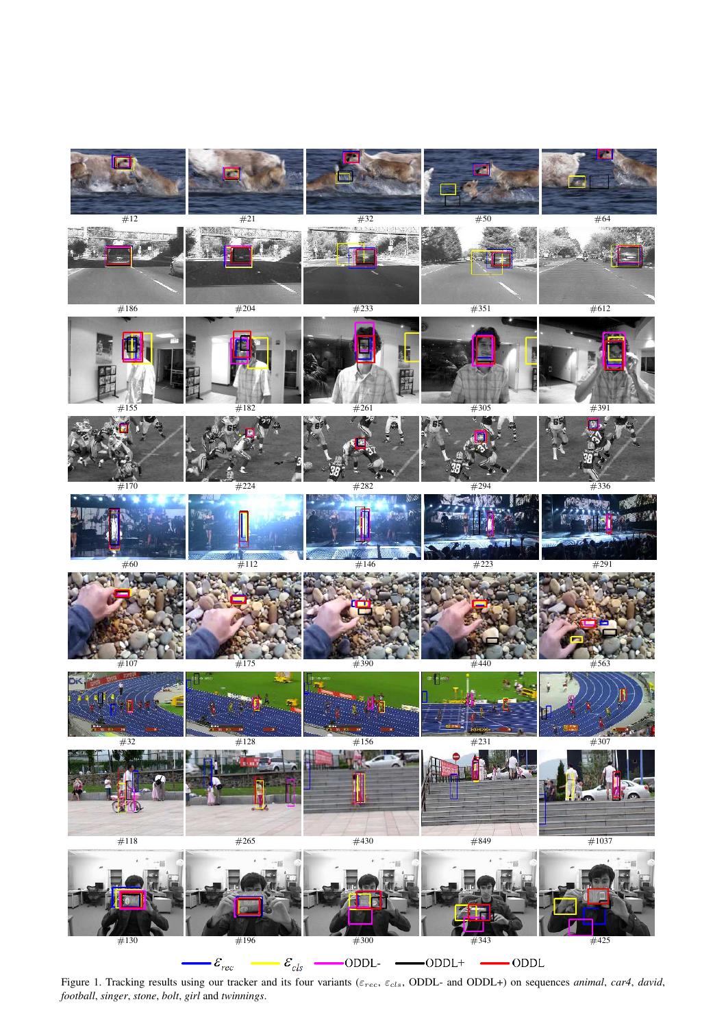Figure 1. Tracking results using our tracker and its four variants ($\varepsilon_{rec}$, $\varepsilon_{cls}$, ODDL- and ODDL+) on sequences *animal*, *car4*, *david*, *football*, *singer*, *stone*, *bolt*, *girl* and *twinnings*.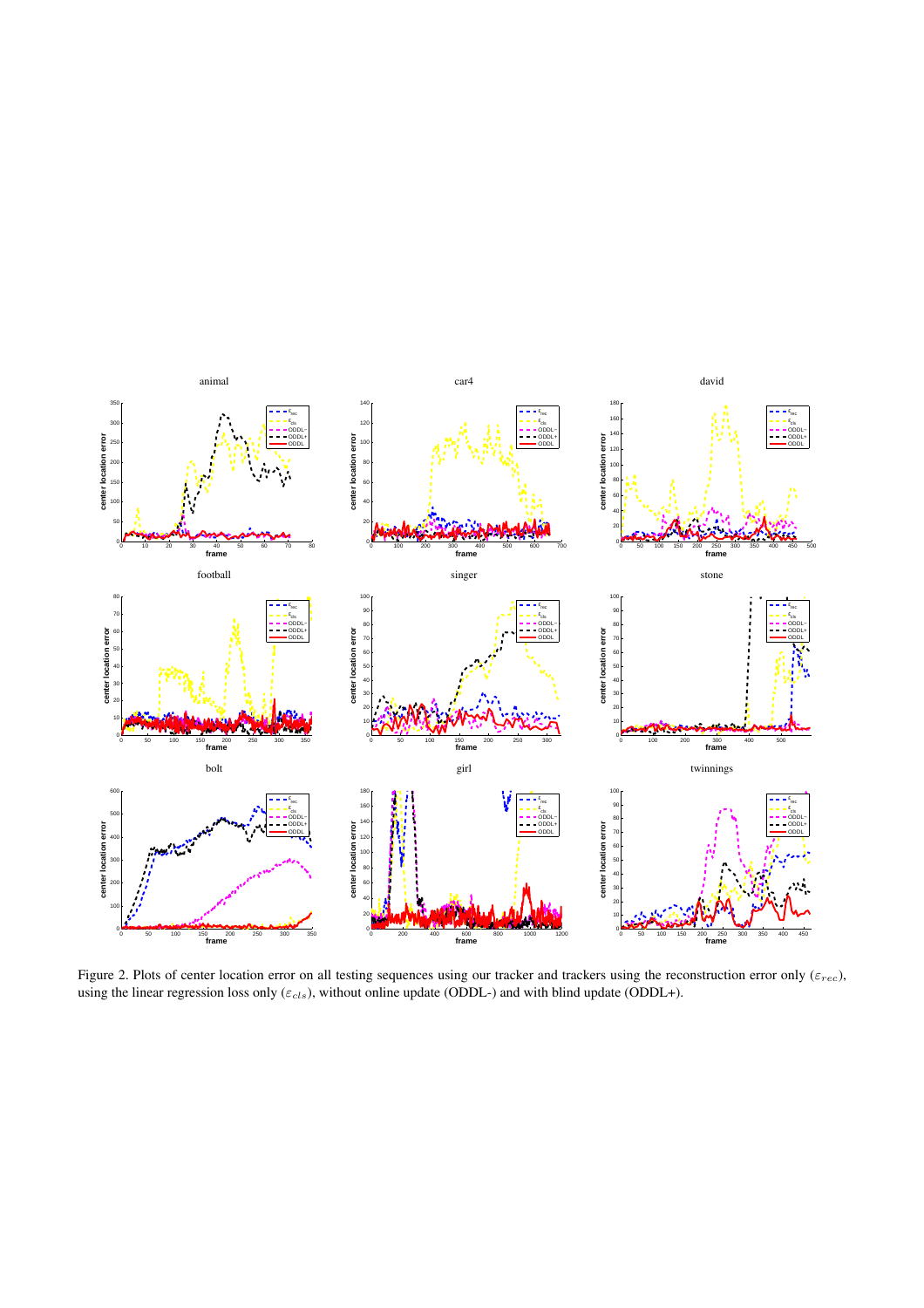Figure 2. Plots of center location error on all testing sequences using our tracker and trackers using the reconstruction error only ($\varepsilon_{rec}$), using the linear regression loss only ($\varepsilon_{cls}$), without online update (ODDL-) and with blind update (ODDL+).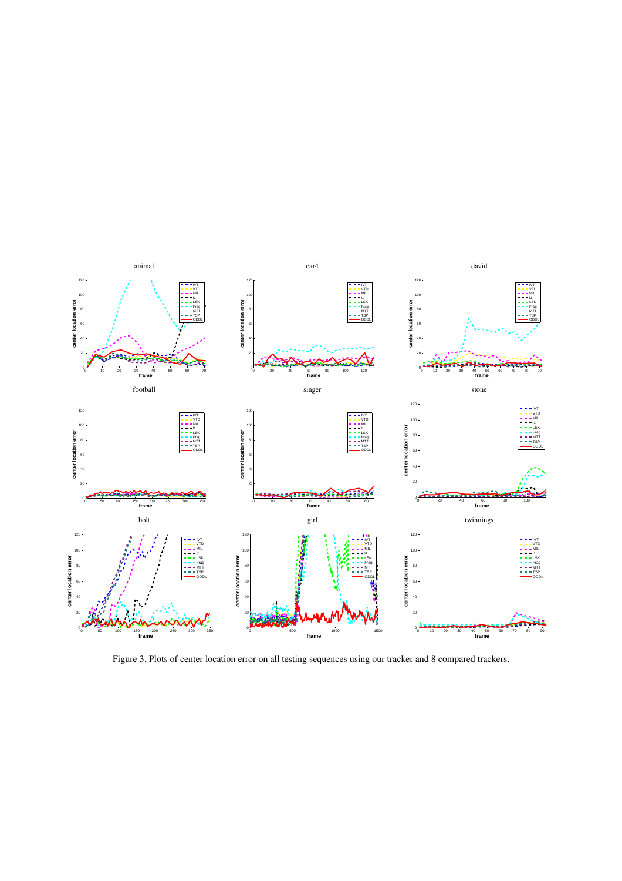animal

center location error

frame

car4

center location error

frame

david

center location error

frame

football

center location error

frame

singer

center location error

frame

stone

center location error

frame

bolt

center location error

frame

girl

center location error

frame

twinnings

center location error

frame

IVT
VTD
MIL
l1
LSK
Frag
MTT
TSP
ODDL

Figure 3. Plots of center location error on all testing sequences using our tracker and 8 compared trackers.